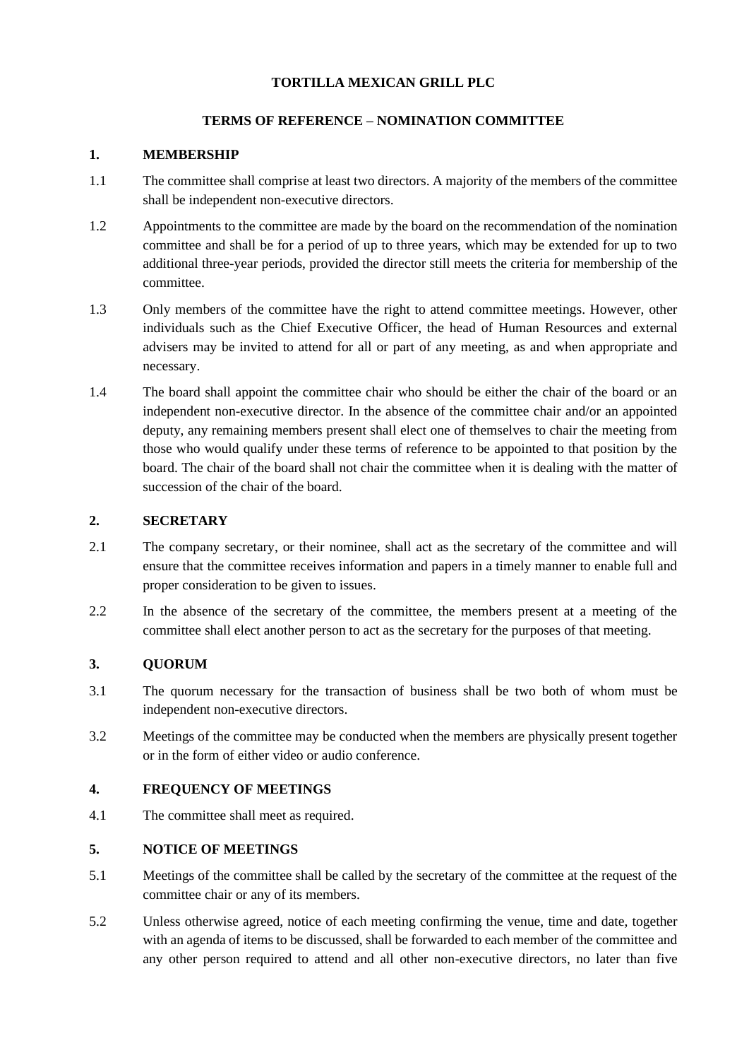**TORTILLA MEXICAN GRILL PLC**

**TERMS OF REFERENCE – NOMINATION COMMITTEE**

## 1. MEMBERSHIP

1.1 The committee shall comprise at least two directors. A majority of the members of the committee shall be independent non-executive directors.

1.2 Appointments to the committee are made by the board on the recommendation of the nomination committee and shall be for a period of up to three years, which may be extended for up to two additional three-year periods, provided the director still meets the criteria for membership of the committee.

1.3 Only members of the committee have the right to attend committee meetings. However, other individuals such as the Chief Executive Officer, the head of Human Resources and external advisers may be invited to attend for all or part of any meeting, as and when appropriate and necessary.

1.4 The board shall appoint the committee chair who should be either the chair of the board or an independent non-executive director. In the absence of the committee chair and/or an appointed deputy, any remaining members present shall elect one of themselves to chair the meeting from those who would qualify under these terms of reference to be appointed to that position by the board. The chair of the board shall not chair the committee when it is dealing with the matter of succession of the chair of the board.

## 2. SECRETARY

2.1 The company secretary, or their nominee, shall act as the secretary of the committee and will ensure that the committee receives information and papers in a timely manner to enable full and proper consideration to be given to issues.

2.2 In the absence of the secretary of the committee, the members present at a meeting of the committee shall elect another person to act as the secretary for the purposes of that meeting.

## 3. QUORUM

3.1 The quorum necessary for the transaction of business shall be two both of whom must be independent non-executive directors.

3.2 Meetings of the committee may be conducted when the members are physically present together or in the form of either video or audio conference.

## 4. FREQUENCY OF MEETINGS

4.1 The committee shall meet as required.

## 5. NOTICE OF MEETINGS

5.1 Meetings of the committee shall be called by the secretary of the committee at the request of the committee chair or any of its members.

5.2 Unless otherwise agreed, notice of each meeting confirming the venue, time and date, together with an agenda of items to be discussed, shall be forwarded to each member of the committee and any other person required to attend and all other non-executive directors, no later than five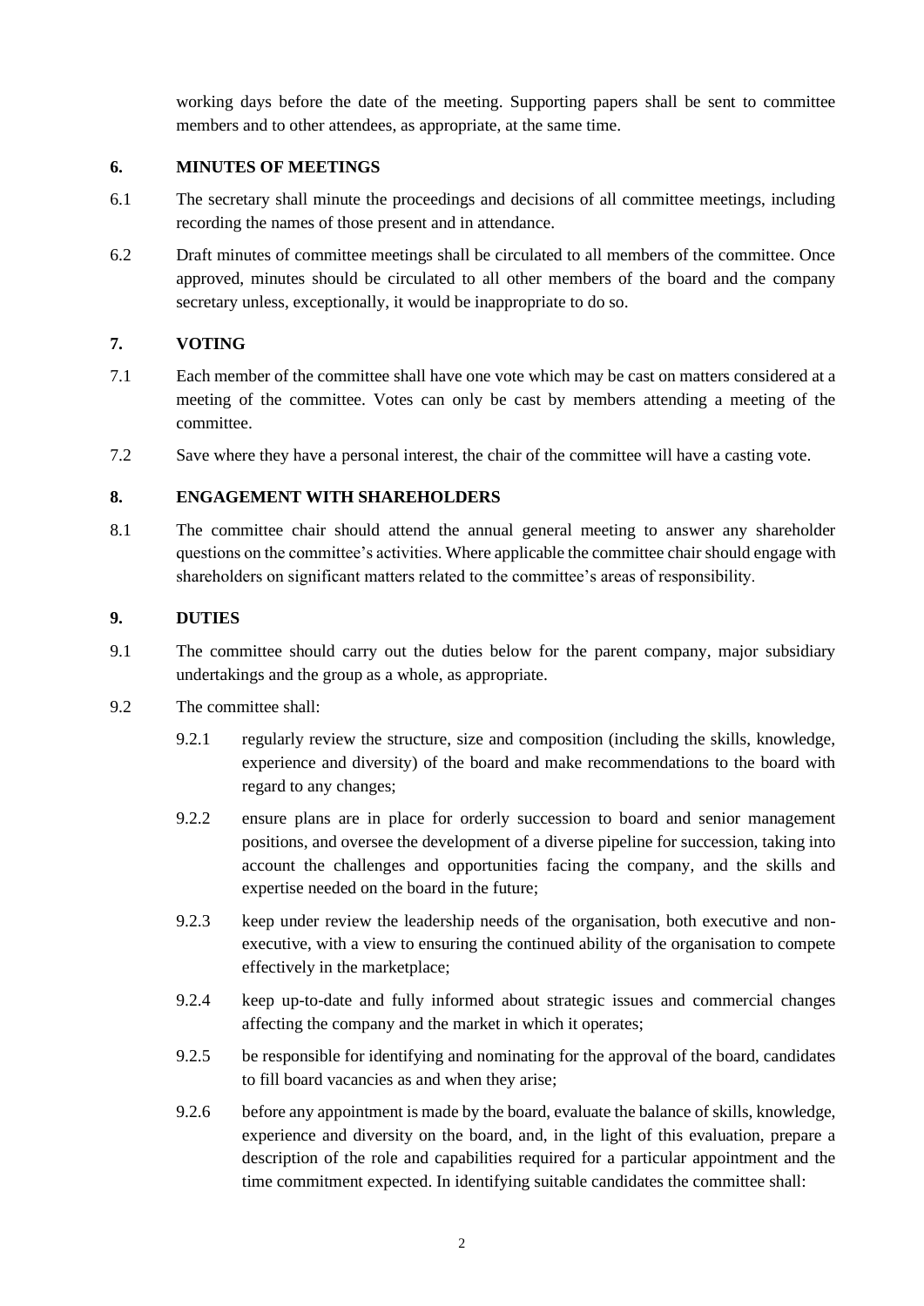working days before the date of the meeting. Supporting papers shall be sent to committee members and to other attendees, as appropriate, at the same time.

## 6. MINUTES OF MEETINGS

6.1 The secretary shall minute the proceedings and decisions of all committee meetings, including recording the names of those present and in attendance.

6.2 Draft minutes of committee meetings shall be circulated to all members of the committee. Once approved, minutes should be circulated to all other members of the board and the company secretary unless, exceptionally, it would be inappropriate to do so.

## 7. VOTING

7.1 Each member of the committee shall have one vote which may be cast on matters considered at a meeting of the committee. Votes can only be cast by members attending a meeting of the committee.

7.2 Save where they have a personal interest, the chair of the committee will have a casting vote.

## 8. ENGAGEMENT WITH SHAREHOLDERS

8.1 The committee chair should attend the annual general meeting to answer any shareholder questions on the committee's activities. Where applicable the committee chair should engage with shareholders on significant matters related to the committee's areas of responsibility.

## 9. DUTIES

9.1 The committee should carry out the duties below for the parent company, major subsidiary undertakings and the group as a whole, as appropriate.

9.2 The committee shall:

9.2.1 regularly review the structure, size and composition (including the skills, knowledge, experience and diversity) of the board and make recommendations to the board with regard to any changes;

9.2.2 ensure plans are in place for orderly succession to board and senior management positions, and oversee the development of a diverse pipeline for succession, taking into account the challenges and opportunities facing the company, and the skills and expertise needed on the board in the future;

9.2.3 keep under review the leadership needs of the organisation, both executive and non-executive, with a view to ensuring the continued ability of the organisation to compete effectively in the marketplace;

9.2.4 keep up-to-date and fully informed about strategic issues and commercial changes affecting the company and the market in which it operates;

9.2.5 be responsible for identifying and nominating for the approval of the board, candidates to fill board vacancies as and when they arise;

9.2.6 before any appointment is made by the board, evaluate the balance of skills, knowledge, experience and diversity on the board, and, in the light of this evaluation, prepare a description of the role and capabilities required for a particular appointment and the time commitment expected. In identifying suitable candidates the committee shall: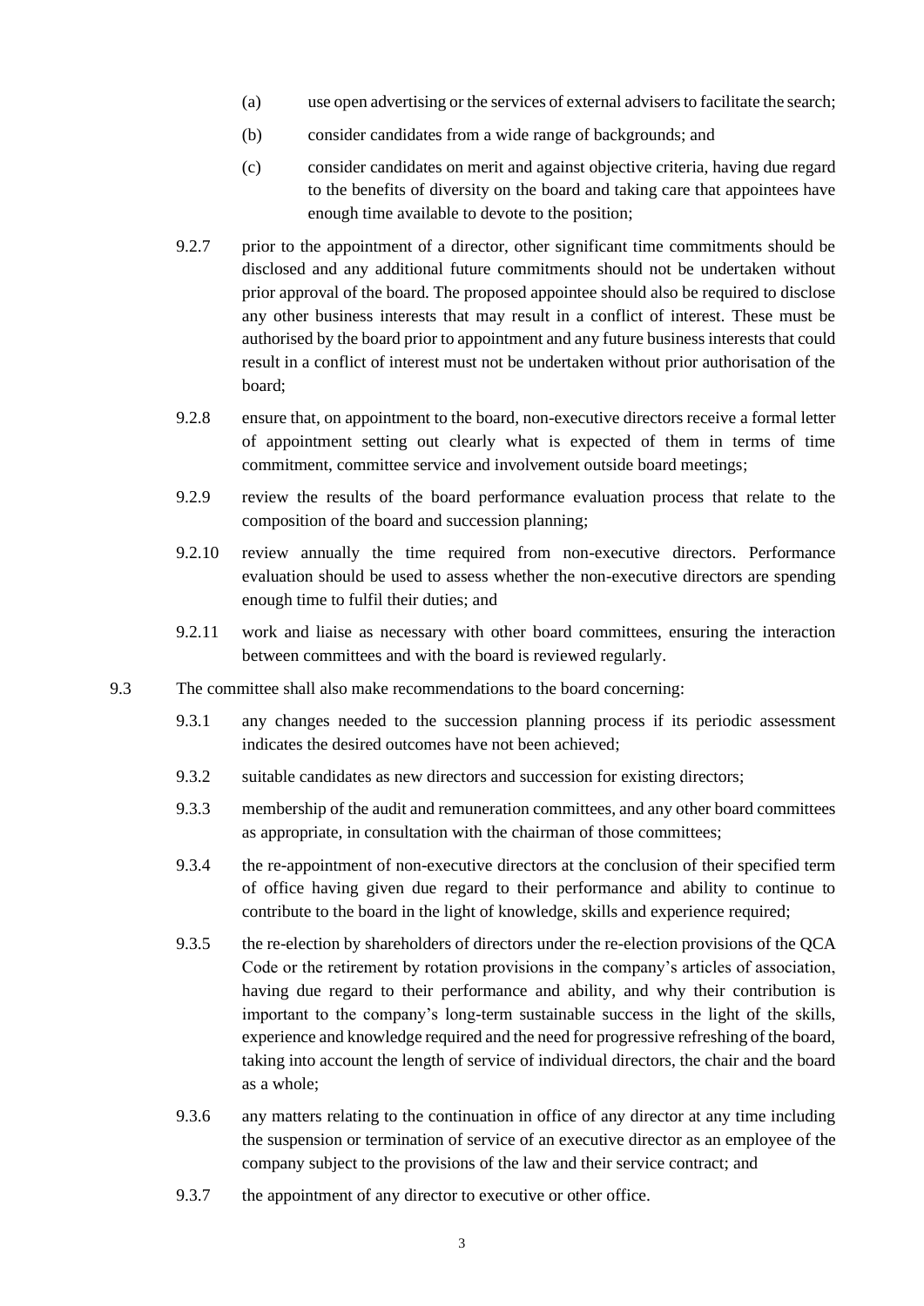(a) use open advertising or the services of external advisers to facilitate the search;

(b) consider candidates from a wide range of backgrounds; and

(c) consider candidates on merit and against objective criteria, having due regard to the benefits of diversity on the board and taking care that appointees have enough time available to devote to the position;

9.2.7 prior to the appointment of a director, other significant time commitments should be disclosed and any additional future commitments should not be undertaken without prior approval of the board. The proposed appointee should also be required to disclose any other business interests that may result in a conflict of interest. These must be authorised by the board prior to appointment and any future business interests that could result in a conflict of interest must not be undertaken without prior authorisation of the board;

9.2.8 ensure that, on appointment to the board, non-executive directors receive a formal letter of appointment setting out clearly what is expected of them in terms of time commitment, committee service and involvement outside board meetings;

9.2.9 review the results of the board performance evaluation process that relate to the composition of the board and succession planning;

9.2.10 review annually the time required from non-executive directors. Performance evaluation should be used to assess whether the non-executive directors are spending enough time to fulfil their duties; and

9.2.11 work and liaise as necessary with other board committees, ensuring the interaction between committees and with the board is reviewed regularly.

9.3 The committee shall also make recommendations to the board concerning:

9.3.1 any changes needed to the succession planning process if its periodic assessment indicates the desired outcomes have not been achieved;

9.3.2 suitable candidates as new directors and succession for existing directors;

9.3.3 membership of the audit and remuneration committees, and any other board committees as appropriate, in consultation with the chairman of those committees;

9.3.4 the re-appointment of non-executive directors at the conclusion of their specified term of office having given due regard to their performance and ability to continue to contribute to the board in the light of knowledge, skills and experience required;

9.3.5 the re-election by shareholders of directors under the re-election provisions of the QCA Code or the retirement by rotation provisions in the company's articles of association, having due regard to their performance and ability, and why their contribution is important to the company's long-term sustainable success in the light of the skills, experience and knowledge required and the need for progressive refreshing of the board, taking into account the length of service of individual directors, the chair and the board as a whole;

9.3.6 any matters relating to the continuation in office of any director at any time including the suspension or termination of service of an executive director as an employee of the company subject to the provisions of the law and their service contract; and

9.3.7 the appointment of any director to executive or other office.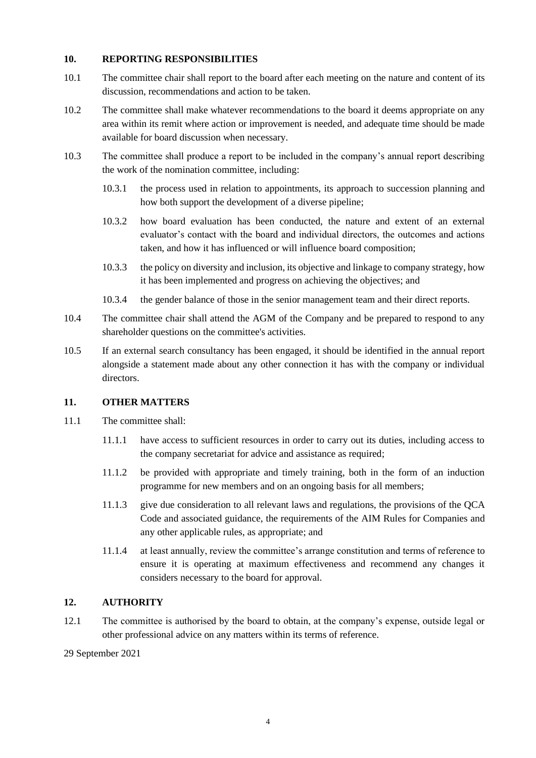## 10. REPORTING RESPONSIBILITIES

10.1 The committee chair shall report to the board after each meeting on the nature and content of its discussion, recommendations and action to be taken.

10.2 The committee shall make whatever recommendations to the board it deems appropriate on any area within its remit where action or improvement is needed, and adequate time should be made available for board discussion when necessary.

10.3 The committee shall produce a report to be included in the company's annual report describing the work of the nomination committee, including:

10.3.1 the process used in relation to appointments, its approach to succession planning and how both support the development of a diverse pipeline;

10.3.2 how board evaluation has been conducted, the nature and extent of an external evaluator's contact with the board and individual directors, the outcomes and actions taken, and how it has influenced or will influence board composition;

10.3.3 the policy on diversity and inclusion, its objective and linkage to company strategy, how it has been implemented and progress on achieving the objectives; and

10.3.4 the gender balance of those in the senior management team and their direct reports.

10.4 The committee chair shall attend the AGM of the Company and be prepared to respond to any shareholder questions on the committee's activities.

10.5 If an external search consultancy has been engaged, it should be identified in the annual report alongside a statement made about any other connection it has with the company or individual directors.

## 11. OTHER MATTERS

11.1 The committee shall:

11.1.1 have access to sufficient resources in order to carry out its duties, including access to the company secretariat for advice and assistance as required;

11.1.2 be provided with appropriate and timely training, both in the form of an induction programme for new members and on an ongoing basis for all members;

11.1.3 give due consideration to all relevant laws and regulations, the provisions of the QCA Code and associated guidance, the requirements of the AIM Rules for Companies and any other applicable rules, as appropriate; and

11.1.4 at least annually, review the committee's arrange constitution and terms of reference to ensure it is operating at maximum effectiveness and recommend any changes it considers necessary to the board for approval.

## 12. AUTHORITY

12.1 The committee is authorised by the board to obtain, at the company's expense, outside legal or other professional advice on any matters within its terms of reference.

29 September 2021